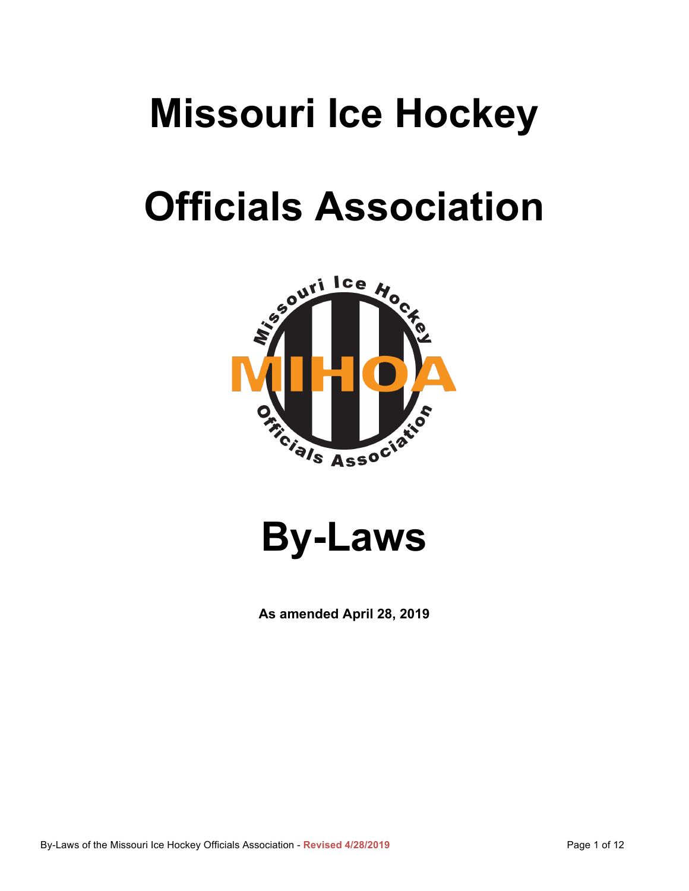# Missouri Ice Hockey

# Officials Association

# By-Laws

**As amended April 28, 2019**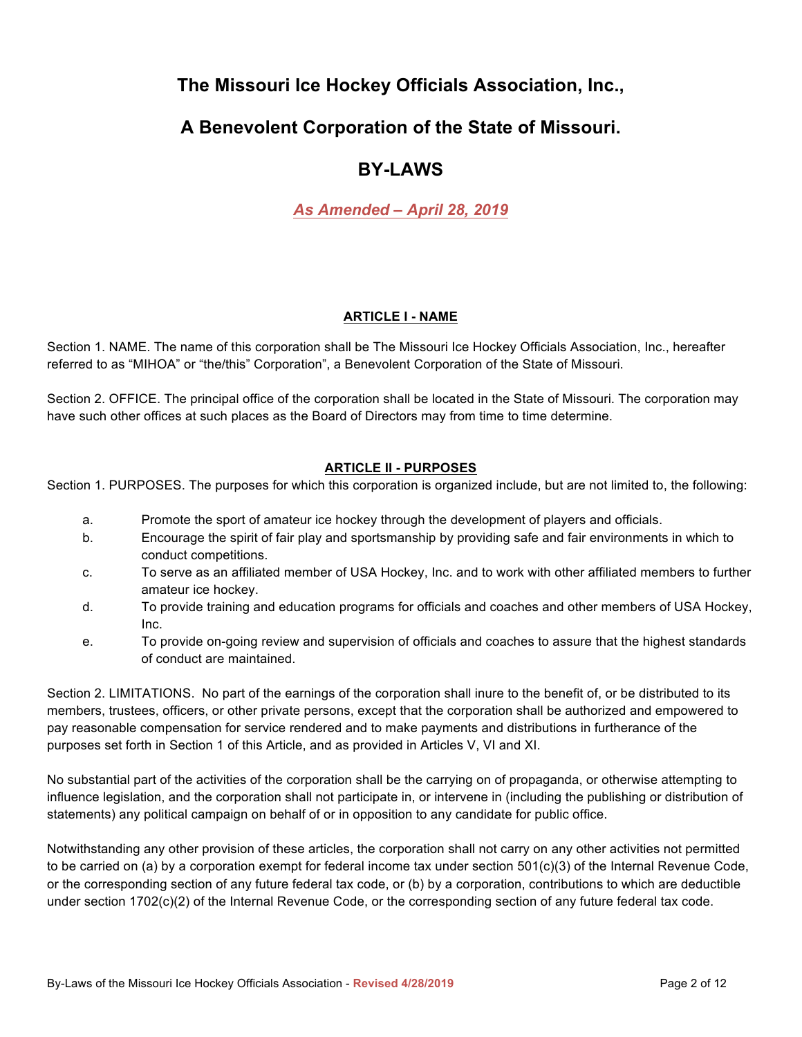# The Missouri Ice Hockey Officials Association, Inc.,

# A Benevolent Corporation of the State of Missouri.

# BY-LAWS

***As Amended – April 28, 2019***

## ARTICLE I - NAME

Section 1. NAME. The name of this corporation shall be The Missouri Ice Hockey Officials Association, Inc., hereafter referred to as "MIHOA" or "the/this" Corporation", a Benevolent Corporation of the State of Missouri.

Section 2. OFFICE. The principal office of the corporation shall be located in the State of Missouri. The corporation may have such other offices at such places as the Board of Directors may from time to time determine.

## ARTICLE II - PURPOSES

Section 1. PURPOSES. The purposes for which this corporation is organized include, but are not limited to, the following:

a. Promote the sport of amateur ice hockey through the development of players and officials.

b. Encourage the spirit of fair play and sportsmanship by providing safe and fair environments in which to conduct competitions.

c. To serve as an affiliated member of USA Hockey, Inc. and to work with other affiliated members to further amateur ice hockey.

d. To provide training and education programs for officials and coaches and other members of USA Hockey, Inc.

e. To provide on-going review and supervision of officials and coaches to assure that the highest standards of conduct are maintained.

Section 2. LIMITATIONS. No part of the earnings of the corporation shall inure to the benefit of, or be distributed to its members, trustees, officers, or other private persons, except that the corporation shall be authorized and empowered to pay reasonable compensation for service rendered and to make payments and distributions in furtherance of the purposes set forth in Section 1 of this Article, and as provided in Articles V, VI and XI.

No substantial part of the activities of the corporation shall be the carrying on of propaganda, or otherwise attempting to influence legislation, and the corporation shall not participate in, or intervene in (including the publishing or distribution of statements) any political campaign on behalf of or in opposition to any candidate for public office.

Notwithstanding any other provision of these articles, the corporation shall not carry on any other activities not permitted to be carried on (a) by a corporation exempt for federal income tax under section 501(c)(3) of the Internal Revenue Code, or the corresponding section of any future federal tax code, or (b) by a corporation, contributions to which are deductible under section 1702(c)(2) of the Internal Revenue Code, or the corresponding section of any future federal tax code.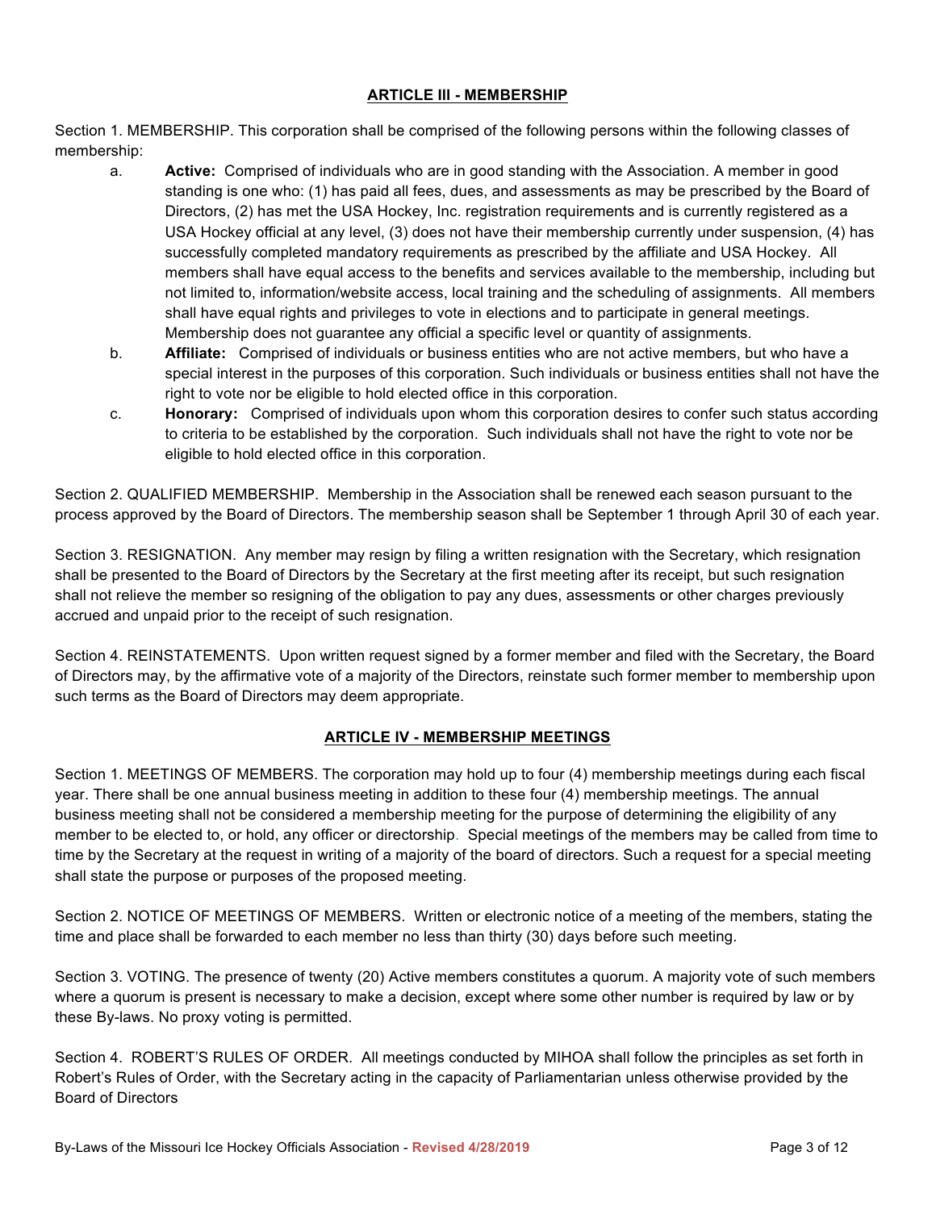## ARTICLE III - MEMBERSHIP

Section 1. MEMBERSHIP. This corporation shall be comprised of the following persons within the following classes of membership:

a. **Active:** Comprised of individuals who are in good standing with the Association. A member in good standing is one who: (1) has paid all fees, dues, and assessments as may be prescribed by the Board of Directors, (2) has met the USA Hockey, Inc. registration requirements and is currently registered as a USA Hockey official at any level, (3) does not have their membership currently under suspension, (4) has successfully completed mandatory requirements as prescribed by the affiliate and USA Hockey. All members shall have equal access to the benefits and services available to the membership, including but not limited to, information/website access, local training and the scheduling of assignments. All members shall have equal rights and privileges to vote in elections and to participate in general meetings. Membership does not guarantee any official a specific level or quantity of assignments.

b. **Affiliate:** Comprised of individuals or business entities who are not active members, but who have a special interest in the purposes of this corporation. Such individuals or business entities shall not have the right to vote nor be eligible to hold elected office in this corporation.

c. **Honorary:** Comprised of individuals upon whom this corporation desires to confer such status according to criteria to be established by the corporation. Such individuals shall not have the right to vote nor be eligible to hold elected office in this corporation.

Section 2. QUALIFIED MEMBERSHIP. Membership in the Association shall be renewed each season pursuant to the process approved by the Board of Directors. The membership season shall be September 1 through April 30 of each year.

Section 3. RESIGNATION. Any member may resign by filing a written resignation with the Secretary, which resignation shall be presented to the Board of Directors by the Secretary at the first meeting after its receipt, but such resignation shall not relieve the member so resigning of the obligation to pay any dues, assessments or other charges previously accrued and unpaid prior to the receipt of such resignation.

Section 4. REINSTATEMENTS. Upon written request signed by a former member and filed with the Secretary, the Board of Directors may, by the affirmative vote of a majority of the Directors, reinstate such former member to membership upon such terms as the Board of Directors may deem appropriate.

## ARTICLE IV - MEMBERSHIP MEETINGS

Section 1. MEETINGS OF MEMBERS. The corporation may hold up to four (4) membership meetings during each fiscal year. There shall be one annual business meeting in addition to these four (4) membership meetings. The annual business meeting shall not be considered a membership meeting for the purpose of determining the eligibility of any member to be elected to, or hold, any officer or directorship. Special meetings of the members may be called from time to time by the Secretary at the request in writing of a majority of the board of directors. Such a request for a special meeting shall state the purpose or purposes of the proposed meeting.

Section 2. NOTICE OF MEETINGS OF MEMBERS. Written or electronic notice of a meeting of the members, stating the time and place shall be forwarded to each member no less than thirty (30) days before such meeting.

Section 3. VOTING. The presence of twenty (20) Active members constitutes a quorum. A majority vote of such members where a quorum is present is necessary to make a decision, except where some other number is required by law or by these By-laws. No proxy voting is permitted.

Section 4. ROBERT'S RULES OF ORDER. All meetings conducted by MIHOA shall follow the principles as set forth in Robert's Rules of Order, with the Secretary acting in the capacity of Parliamentarian unless otherwise provided by the Board of Directors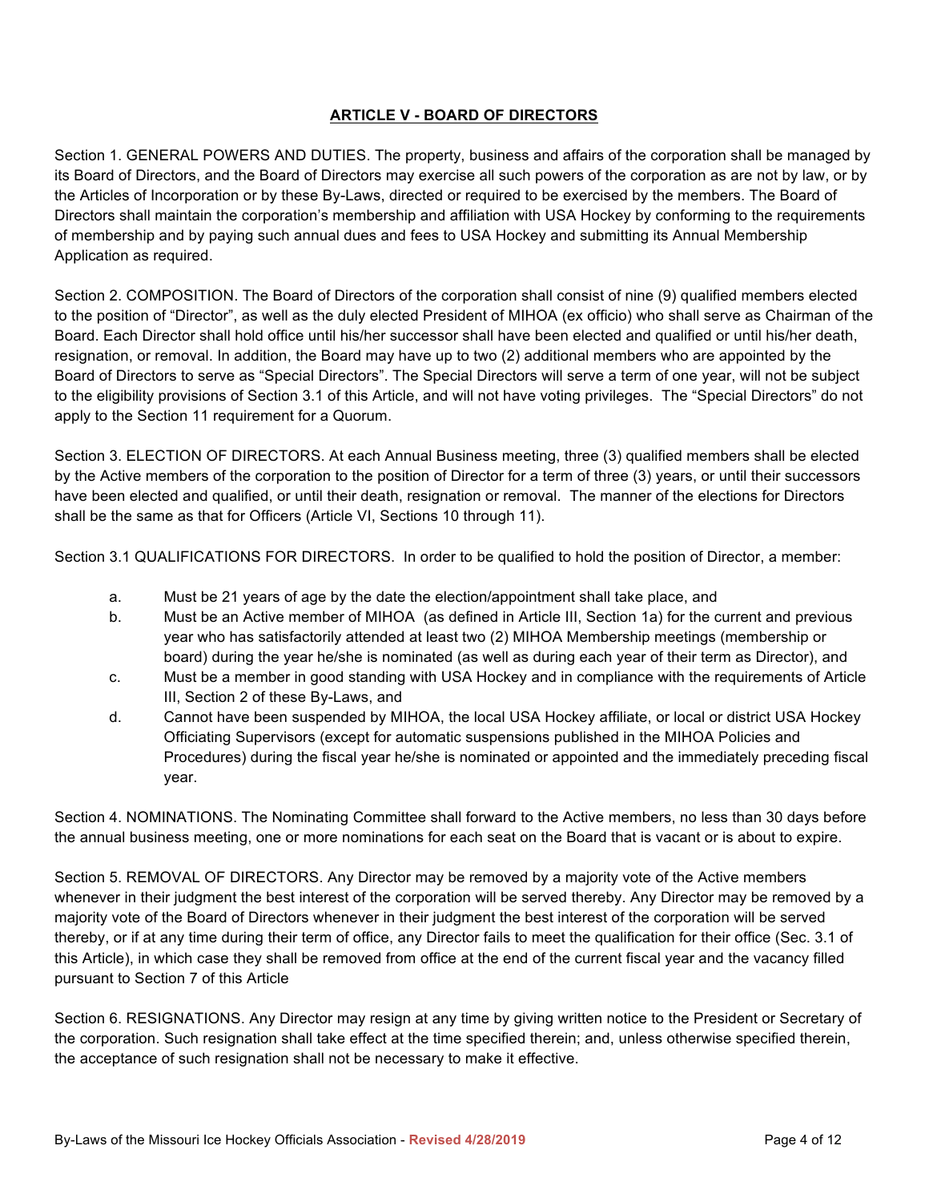## ARTICLE V - BOARD OF DIRECTORS

Section 1. GENERAL POWERS AND DUTIES. The property, business and affairs of the corporation shall be managed by its Board of Directors, and the Board of Directors may exercise all such powers of the corporation as are not by law, or by the Articles of Incorporation or by these By-Laws, directed or required to be exercised by the members. The Board of Directors shall maintain the corporation's membership and affiliation with USA Hockey by conforming to the requirements of membership and by paying such annual dues and fees to USA Hockey and submitting its Annual Membership Application as required.

Section 2. COMPOSITION. The Board of Directors of the corporation shall consist of nine (9) qualified members elected to the position of "Director", as well as the duly elected President of MIHOA (ex officio) who shall serve as Chairman of the Board. Each Director shall hold office until his/her successor shall have been elected and qualified or until his/her death, resignation, or removal. In addition, the Board may have up to two (2) additional members who are appointed by the Board of Directors to serve as "Special Directors". The Special Directors will serve a term of one year, will not be subject to the eligibility provisions of Section 3.1 of this Article, and will not have voting privileges. The "Special Directors" do not apply to the Section 11 requirement for a Quorum.

Section 3. ELECTION OF DIRECTORS. At each Annual Business meeting, three (3) qualified members shall be elected by the Active members of the corporation to the position of Director for a term of three (3) years, or until their successors have been elected and qualified, or until their death, resignation or removal. The manner of the elections for Directors shall be the same as that for Officers (Article VI, Sections 10 through 11).

Section 3.1 QUALIFICATIONS FOR DIRECTORS. In order to be qualified to hold the position of Director, a member:

a. Must be 21 years of age by the date the election/appointment shall take place, and
b. Must be an Active member of MIHOA (as defined in Article III, Section 1a) for the current and previous year who has satisfactorily attended at least two (2) MIHOA Membership meetings (membership or board) during the year he/she is nominated (as well as during each year of their term as Director), and
c. Must be a member in good standing with USA Hockey and in compliance with the requirements of Article III, Section 2 of these By-Laws, and
d. Cannot have been suspended by MIHOA, the local USA Hockey affiliate, or local or district USA Hockey Officiating Supervisors (except for automatic suspensions published in the MIHOA Policies and Procedures) during the fiscal year he/she is nominated or appointed and the immediately preceding fiscal year.

Section 4. NOMINATIONS. The Nominating Committee shall forward to the Active members, no less than 30 days before the annual business meeting, one or more nominations for each seat on the Board that is vacant or is about to expire.

Section 5. REMOVAL OF DIRECTORS. Any Director may be removed by a majority vote of the Active members whenever in their judgment the best interest of the corporation will be served thereby. Any Director may be removed by a majority vote of the Board of Directors whenever in their judgment the best interest of the corporation will be served thereby, or if at any time during their term of office, any Director fails to meet the qualification for their office (Sec. 3.1 of this Article), in which case they shall be removed from office at the end of the current fiscal year and the vacancy filled pursuant to Section 7 of this Article

Section 6. RESIGNATIONS. Any Director may resign at any time by giving written notice to the President or Secretary of the corporation. Such resignation shall take effect at the time specified therein; and, unless otherwise specified therein, the acceptance of such resignation shall not be necessary to make it effective.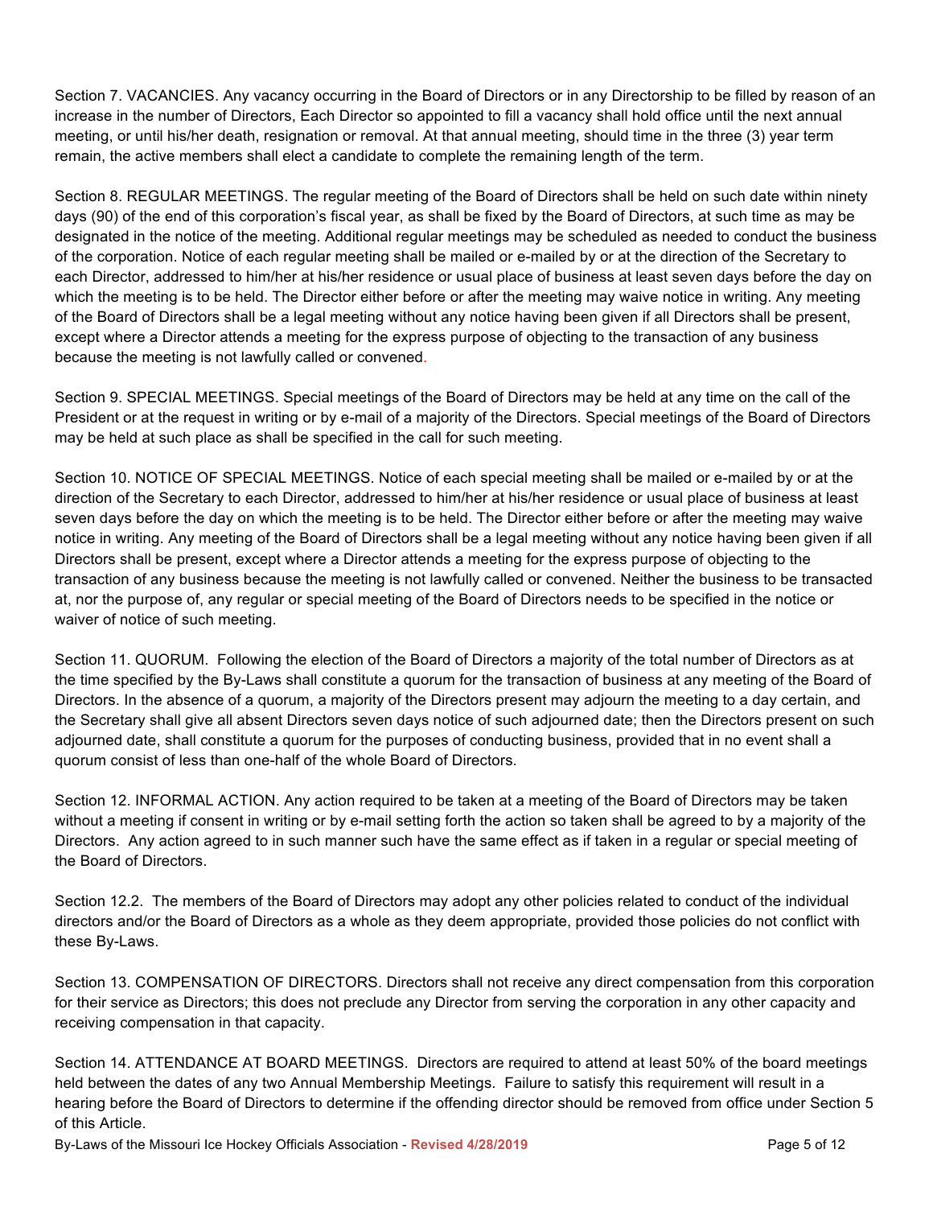Section 7. VACANCIES. Any vacancy occurring in the Board of Directors or in any Directorship to be filled by reason of an increase in the number of Directors, Each Director so appointed to fill a vacancy shall hold office until the next annual meeting, or until his/her death, resignation or removal. At that annual meeting, should time in the three (3) year term remain, the active members shall elect a candidate to complete the remaining length of the term.

Section 8. REGULAR MEETINGS. The regular meeting of the Board of Directors shall be held on such date within ninety days (90) of the end of this corporation's fiscal year, as shall be fixed by the Board of Directors, at such time as may be designated in the notice of the meeting. Additional regular meetings may be scheduled as needed to conduct the business of the corporation. Notice of each regular meeting shall be mailed or e-mailed by or at the direction of the Secretary to each Director, addressed to him/her at his/her residence or usual place of business at least seven days before the day on which the meeting is to be held. The Director either before or after the meeting may waive notice in writing. Any meeting of the Board of Directors shall be a legal meeting without any notice having been given if all Directors shall be present, except where a Director attends a meeting for the express purpose of objecting to the transaction of any business because the meeting is not lawfully called or convened.

Section 9. SPECIAL MEETINGS. Special meetings of the Board of Directors may be held at any time on the call of the President or at the request in writing or by e-mail of a majority of the Directors. Special meetings of the Board of Directors may be held at such place as shall be specified in the call for such meeting.

Section 10. NOTICE OF SPECIAL MEETINGS. Notice of each special meeting shall be mailed or e-mailed by or at the direction of the Secretary to each Director, addressed to him/her at his/her residence or usual place of business at least seven days before the day on which the meeting is to be held. The Director either before or after the meeting may waive notice in writing. Any meeting of the Board of Directors shall be a legal meeting without any notice having been given if all Directors shall be present, except where a Director attends a meeting for the express purpose of objecting to the transaction of any business because the meeting is not lawfully called or convened. Neither the business to be transacted at, nor the purpose of, any regular or special meeting of the Board of Directors needs to be specified in the notice or waiver of notice of such meeting.

Section 11. QUORUM. Following the election of the Board of Directors a majority of the total number of Directors as at the time specified by the By-Laws shall constitute a quorum for the transaction of business at any meeting of the Board of Directors. In the absence of a quorum, a majority of the Directors present may adjourn the meeting to a day certain, and the Secretary shall give all absent Directors seven days notice of such adjourned date; then the Directors present on such adjourned date, shall constitute a quorum for the purposes of conducting business, provided that in no event shall a quorum consist of less than one-half of the whole Board of Directors.

Section 12. INFORMAL ACTION. Any action required to be taken at a meeting of the Board of Directors may be taken without a meeting if consent in writing or by e-mail setting forth the action so taken shall be agreed to by a majority of the Directors. Any action agreed to in such manner such have the same effect as if taken in a regular or special meeting of the Board of Directors.

Section 12.2. The members of the Board of Directors may adopt any other policies related to conduct of the individual directors and/or the Board of Directors as a whole as they deem appropriate, provided those policies do not conflict with these By-Laws.

Section 13. COMPENSATION OF DIRECTORS. Directors shall not receive any direct compensation from this corporation for their service as Directors; this does not preclude any Director from serving the corporation in any other capacity and receiving compensation in that capacity.

Section 14. ATTENDANCE AT BOARD MEETINGS. Directors are required to attend at least 50% of the board meetings held between the dates of any two Annual Membership Meetings. Failure to satisfy this requirement will result in a hearing before the Board of Directors to determine if the offending director should be removed from office under Section 5 of this Article.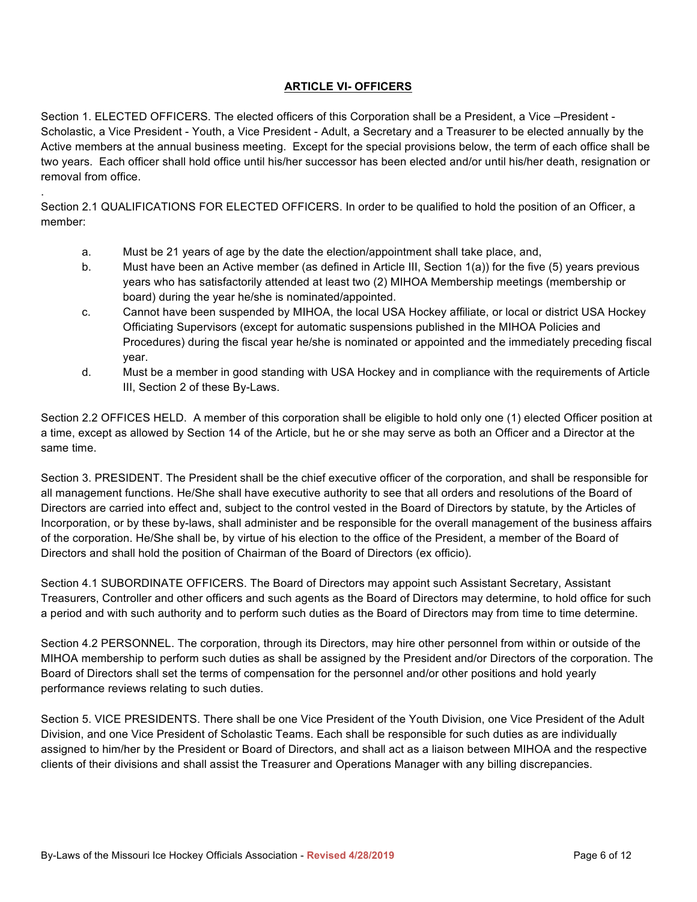## ARTICLE VI- OFFICERS

Section 1. ELECTED OFFICERS. The elected officers of this Corporation shall be a President, a Vice –President - Scholastic, a Vice President - Youth, a Vice President - Adult, a Secretary and a Treasurer to be elected annually by the Active members at the annual business meeting. Except for the special provisions below, the term of each office shall be two years. Each officer shall hold office until his/her successor has been elected and/or until his/her death, resignation or removal from office.

.

Section 2.1 QUALIFICATIONS FOR ELECTED OFFICERS. In order to be qualified to hold the position of an Officer, a member:

a. Must be 21 years of age by the date the election/appointment shall take place, and,

b. Must have been an Active member (as defined in Article III, Section 1(a)) for the five (5) years previous years who has satisfactorily attended at least two (2) MIHOA Membership meetings (membership or board) during the year he/she is nominated/appointed.

c. Cannot have been suspended by MIHOA, the local USA Hockey affiliate, or local or district USA Hockey Officiating Supervisors (except for automatic suspensions published in the MIHOA Policies and Procedures) during the fiscal year he/she is nominated or appointed and the immediately preceding fiscal year.

d. Must be a member in good standing with USA Hockey and in compliance with the requirements of Article III, Section 2 of these By-Laws.

Section 2.2 OFFICES HELD. A member of this corporation shall be eligible to hold only one (1) elected Officer position at a time, except as allowed by Section 14 of the Article, but he or she may serve as both an Officer and a Director at the same time.

Section 3. PRESIDENT. The President shall be the chief executive officer of the corporation, and shall be responsible for all management functions. He/She shall have executive authority to see that all orders and resolutions of the Board of Directors are carried into effect and, subject to the control vested in the Board of Directors by statute, by the Articles of Incorporation, or by these by-laws, shall administer and be responsible for the overall management of the business affairs of the corporation. He/She shall be, by virtue of his election to the office of the President, a member of the Board of Directors and shall hold the position of Chairman of the Board of Directors (ex officio).

Section 4.1 SUBORDINATE OFFICERS. The Board of Directors may appoint such Assistant Secretary, Assistant Treasurers, Controller and other officers and such agents as the Board of Directors may determine, to hold office for such a period and with such authority and to perform such duties as the Board of Directors may from time to time determine.

Section 4.2 PERSONNEL. The corporation, through its Directors, may hire other personnel from within or outside of the MIHOA membership to perform such duties as shall be assigned by the President and/or Directors of the corporation. The Board of Directors shall set the terms of compensation for the personnel and/or other positions and hold yearly performance reviews relating to such duties.

Section 5. VICE PRESIDENTS. There shall be one Vice President of the Youth Division, one Vice President of the Adult Division, and one Vice President of Scholastic Teams. Each shall be responsible for such duties as are individually assigned to him/her by the President or Board of Directors, and shall act as a liaison between MIHOA and the respective clients of their divisions and shall assist the Treasurer and Operations Manager with any billing discrepancies.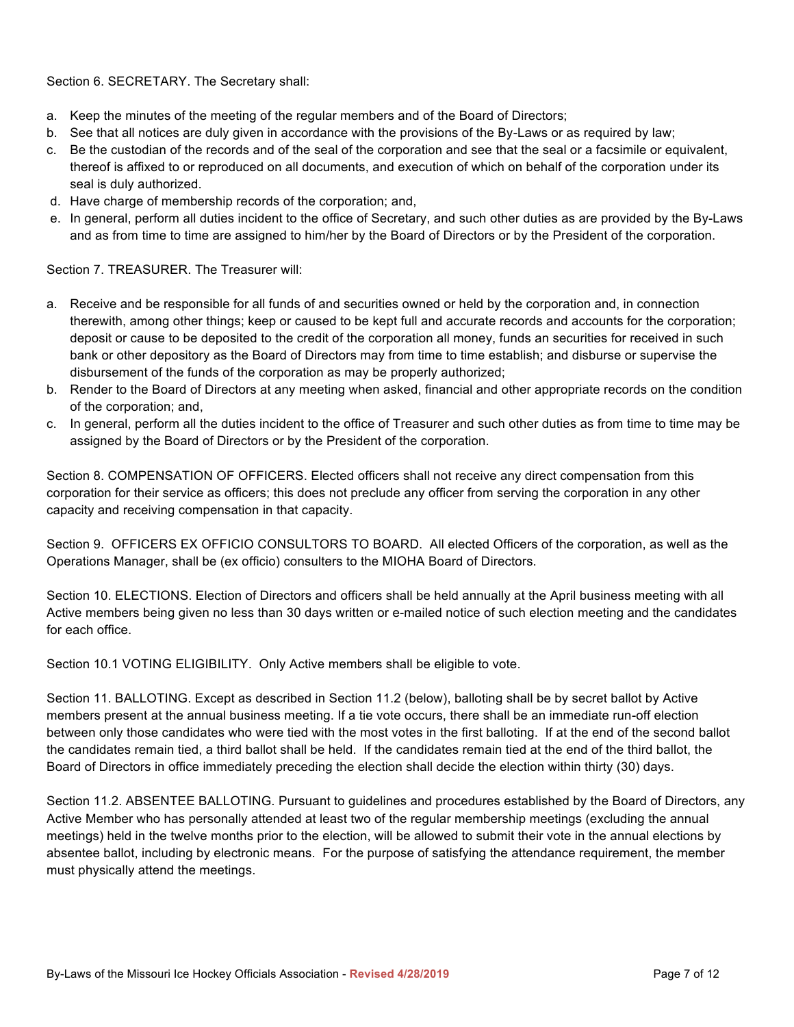Section 6. SECRETARY. The Secretary shall:

a. Keep the minutes of the meeting of the regular members and of the Board of Directors;
b. See that all notices are duly given in accordance with the provisions of the By-Laws or as required by law;
c. Be the custodian of the records and of the seal of the corporation and see that the seal or a facsimile or equivalent, thereof is affixed to or reproduced on all documents, and execution of which on behalf of the corporation under its seal is duly authorized.
d. Have charge of membership records of the corporation; and,
e. In general, perform all duties incident to the office of Secretary, and such other duties as are provided by the By-Laws and as from time to time are assigned to him/her by the Board of Directors or by the President of the corporation.

Section 7. TREASURER. The Treasurer will:

a. Receive and be responsible for all funds of and securities owned or held by the corporation and, in connection therewith, among other things; keep or caused to be kept full and accurate records and accounts for the corporation; deposit or cause to be deposited to the credit of the corporation all money, funds an securities for received in such bank or other depository as the Board of Directors may from time to time establish; and disburse or supervise the disbursement of the funds of the corporation as may be properly authorized;
b. Render to the Board of Directors at any meeting when asked, financial and other appropriate records on the condition of the corporation; and,
c. In general, perform all the duties incident to the office of Treasurer and such other duties as from time to time may be assigned by the Board of Directors or by the President of the corporation.

Section 8. COMPENSATION OF OFFICERS. Elected officers shall not receive any direct compensation from this corporation for their service as officers; this does not preclude any officer from serving the corporation in any other capacity and receiving compensation in that capacity.

Section 9. OFFICERS EX OFFICIO CONSULTORS TO BOARD. All elected Officers of the corporation, as well as the Operations Manager, shall be (ex officio) consulters to the MIOHA Board of Directors.

Section 10. ELECTIONS. Election of Directors and officers shall be held annually at the April business meeting with all Active members being given no less than 30 days written or e-mailed notice of such election meeting and the candidates for each office.

Section 10.1 VOTING ELIGIBILITY. Only Active members shall be eligible to vote.

Section 11. BALLOTING. Except as described in Section 11.2 (below), balloting shall be by secret ballot by Active members present at the annual business meeting. If a tie vote occurs, there shall be an immediate run-off election between only those candidates who were tied with the most votes in the first balloting. If at the end of the second ballot the candidates remain tied, a third ballot shall be held. If the candidates remain tied at the end of the third ballot, the Board of Directors in office immediately preceding the election shall decide the election within thirty (30) days.

Section 11.2. ABSENTEE BALLOTING. Pursuant to guidelines and procedures established by the Board of Directors, any Active Member who has personally attended at least two of the regular membership meetings (excluding the annual meetings) held in the twelve months prior to the election, will be allowed to submit their vote in the annual elections by absentee ballot, including by electronic means. For the purpose of satisfying the attendance requirement, the member must physically attend the meetings.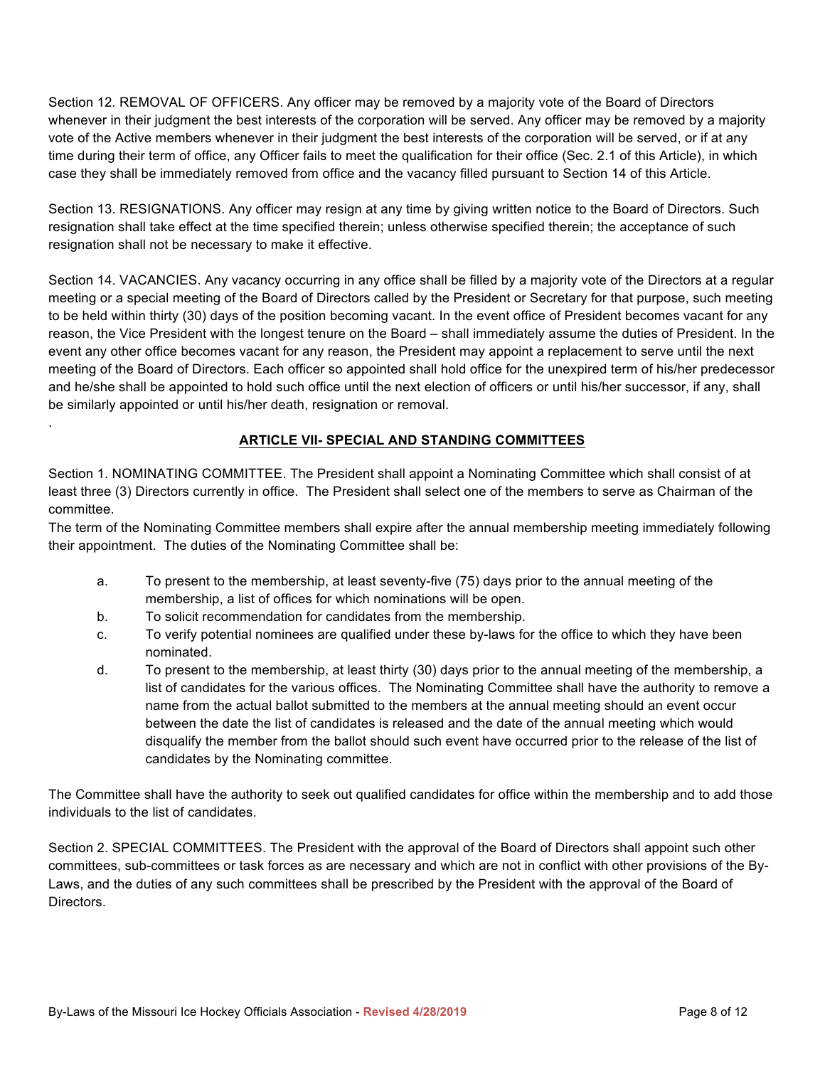Section 12. REMOVAL OF OFFICERS. Any officer may be removed by a majority vote of the Board of Directors whenever in their judgment the best interests of the corporation will be served. Any officer may be removed by a majority vote of the Active members whenever in their judgment the best interests of the corporation will be served, or if at any time during their term of office, any Officer fails to meet the qualification for their office (Sec. 2.1 of this Article), in which case they shall be immediately removed from office and the vacancy filled pursuant to Section 14 of this Article.

Section 13. RESIGNATIONS. Any officer may resign at any time by giving written notice to the Board of Directors. Such resignation shall take effect at the time specified therein; unless otherwise specified therein; the acceptance of such resignation shall not be necessary to make it effective.

Section 14. VACANCIES. Any vacancy occurring in any office shall be filled by a majority vote of the Directors at a regular meeting or a special meeting of the Board of Directors called by the President or Secretary for that purpose, such meeting to be held within thirty (30) days of the position becoming vacant. In the event office of President becomes vacant for any reason, the Vice President with the longest tenure on the Board – shall immediately assume the duties of President. In the event any other office becomes vacant for any reason, the President may appoint a replacement to serve until the next meeting of the Board of Directors. Each officer so appointed shall hold office for the unexpired term of his/her predecessor and he/she shall be appointed to hold such office until the next election of officers or until his/her successor, if any, shall be similarly appointed or until his/her death, resignation or removal.

.

## ARTICLE VII- SPECIAL AND STANDING COMMITTEES

Section 1. NOMINATING COMMITTEE. The President shall appoint a Nominating Committee which shall consist of at least three (3) Directors currently in office. The President shall select one of the members to serve as Chairman of the committee.

The term of the Nominating Committee members shall expire after the annual membership meeting immediately following their appointment. The duties of the Nominating Committee shall be:

a. To present to the membership, at least seventy-five (75) days prior to the annual meeting of the membership, a list of offices for which nominations will be open.
b. To solicit recommendation for candidates from the membership.
c. To verify potential nominees are qualified under these by-laws for the office to which they have been nominated.
d. To present to the membership, at least thirty (30) days prior to the annual meeting of the membership, a list of candidates for the various offices. The Nominating Committee shall have the authority to remove a name from the actual ballot submitted to the members at the annual meeting should an event occur between the date the list of candidates is released and the date of the annual meeting which would disqualify the member from the ballot should such event have occurred prior to the release of the list of candidates by the Nominating committee.

The Committee shall have the authority to seek out qualified candidates for office within the membership and to add those individuals to the list of candidates.

Section 2. SPECIAL COMMITTEES. The President with the approval of the Board of Directors shall appoint such other committees, sub-committees or task forces as are necessary and which are not in conflict with other provisions of the By-Laws, and the duties of any such committees shall be prescribed by the President with the approval of the Board of Directors.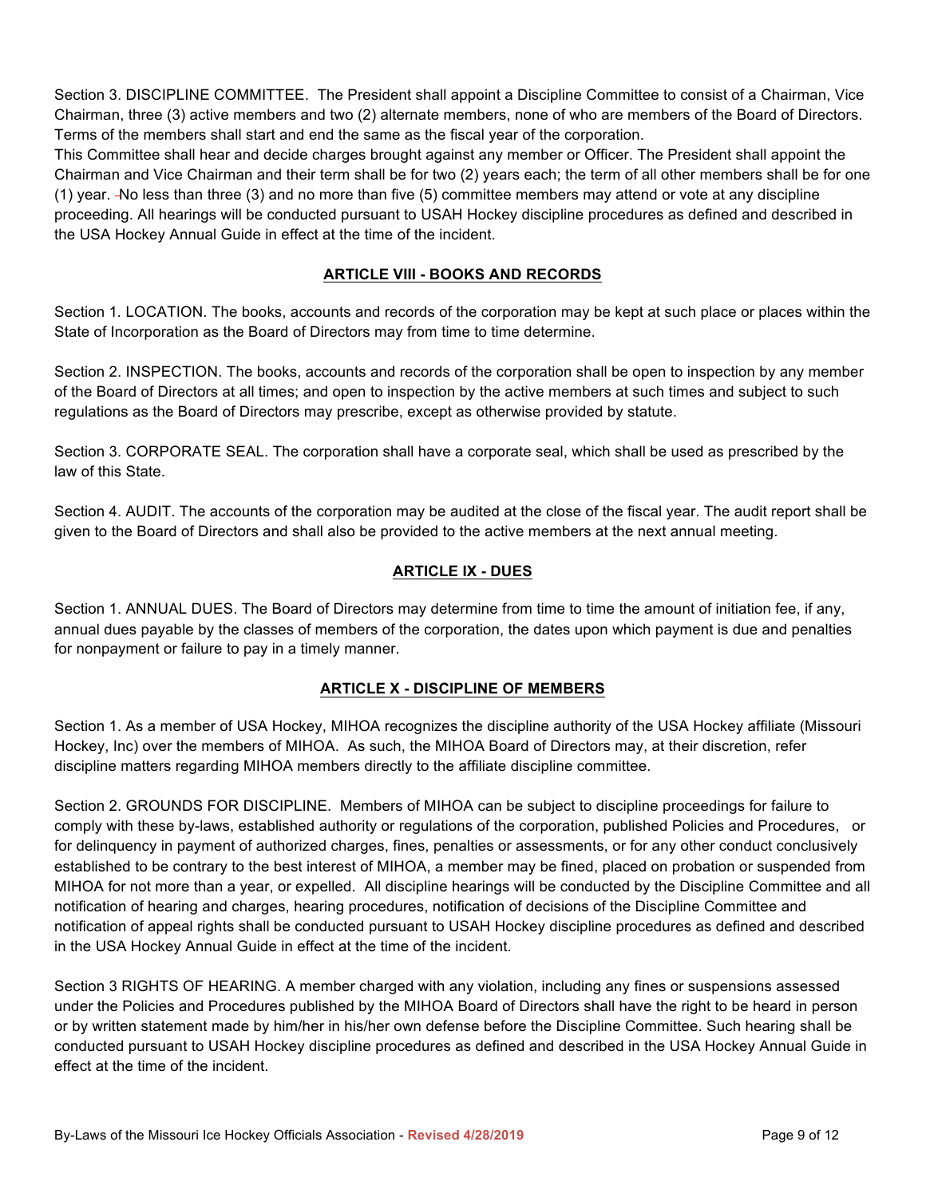Section 3. DISCIPLINE COMMITTEE. The President shall appoint a Discipline Committee to consist of a Chairman, Vice Chairman, three (3) active members and two (2) alternate members, none of who are members of the Board of Directors. Terms of the members shall start and end the same as the fiscal year of the corporation.
This Committee shall hear and decide charges brought against any member or Officer. The President shall appoint the Chairman and Vice Chairman and their term shall be for two (2) years each; the term of all other members shall be for one (1) year. No less than three (3) and no more than five (5) committee members may attend or vote at any discipline proceeding. All hearings will be conducted pursuant to USAH Hockey discipline procedures as defined and described in the USA Hockey Annual Guide in effect at the time of the incident.

## ARTICLE VIII - BOOKS AND RECORDS

Section 1. LOCATION. The books, accounts and records of the corporation may be kept at such place or places within the State of Incorporation as the Board of Directors may from time to time determine.

Section 2. INSPECTION. The books, accounts and records of the corporation shall be open to inspection by any member of the Board of Directors at all times; and open to inspection by the active members at such times and subject to such regulations as the Board of Directors may prescribe, except as otherwise provided by statute.

Section 3. CORPORATE SEAL. The corporation shall have a corporate seal, which shall be used as prescribed by the law of this State.

Section 4. AUDIT. The accounts of the corporation may be audited at the close of the fiscal year. The audit report shall be given to the Board of Directors and shall also be provided to the active members at the next annual meeting.

## ARTICLE IX - DUES

Section 1. ANNUAL DUES. The Board of Directors may determine from time to time the amount of initiation fee, if any, annual dues payable by the classes of members of the corporation, the dates upon which payment is due and penalties for nonpayment or failure to pay in a timely manner.

## ARTICLE X - DISCIPLINE OF MEMBERS

Section 1. As a member of USA Hockey, MIHOA recognizes the discipline authority of the USA Hockey affiliate (Missouri Hockey, Inc) over the members of MIHOA. As such, the MIHOA Board of Directors may, at their discretion, refer discipline matters regarding MIHOA members directly to the affiliate discipline committee.

Section 2. GROUNDS FOR DISCIPLINE. Members of MIHOA can be subject to discipline proceedings for failure to comply with these by-laws, established authority or regulations of the corporation, published Policies and Procedures, or for delinquency in payment of authorized charges, fines, penalties or assessments, or for any other conduct conclusively established to be contrary to the best interest of MIHOA, a member may be fined, placed on probation or suspended from MIHOA for not more than a year, or expelled. All discipline hearings will be conducted by the Discipline Committee and all notification of hearing and charges, hearing procedures, notification of decisions of the Discipline Committee and notification of appeal rights shall be conducted pursuant to USAH Hockey discipline procedures as defined and described in the USA Hockey Annual Guide in effect at the time of the incident.

Section 3 RIGHTS OF HEARING. A member charged with any violation, including any fines or suspensions assessed under the Policies and Procedures published by the MIHOA Board of Directors shall have the right to be heard in person or by written statement made by him/her in his/her own defense before the Discipline Committee. Such hearing shall be conducted pursuant to USAH Hockey discipline procedures as defined and described in the USA Hockey Annual Guide in effect at the time of the incident.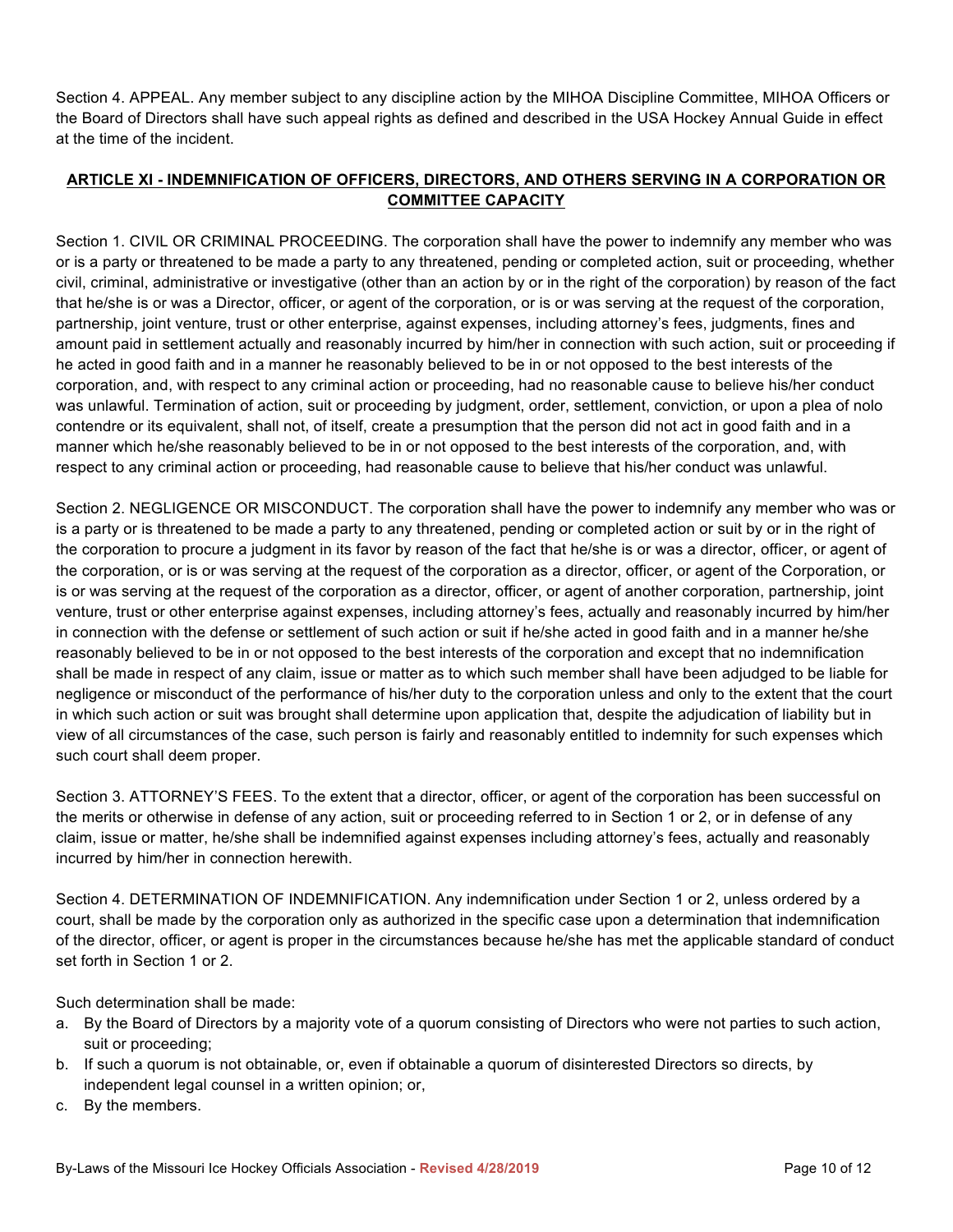Section 4. APPEAL. Any member subject to any discipline action by the MIHOA Discipline Committee, MIHOA Officers or the Board of Directors shall have such appeal rights as defined and described in the USA Hockey Annual Guide in effect at the time of the incident.

## ARTICLE XI - INDEMNIFICATION OF OFFICERS, DIRECTORS, AND OTHERS SERVING IN A CORPORATION OR COMMITTEE CAPACITY

Section 1. CIVIL OR CRIMINAL PROCEEDING. The corporation shall have the power to indemnify any member who was or is a party or threatened to be made a party to any threatened, pending or completed action, suit or proceeding, whether civil, criminal, administrative or investigative (other than an action by or in the right of the corporation) by reason of the fact that he/she is or was a Director, officer, or agent of the corporation, or is or was serving at the request of the corporation, partnership, joint venture, trust or other enterprise, against expenses, including attorney's fees, judgments, fines and amount paid in settlement actually and reasonably incurred by him/her in connection with such action, suit or proceeding if he acted in good faith and in a manner he reasonably believed to be in or not opposed to the best interests of the corporation, and, with respect to any criminal action or proceeding, had no reasonable cause to believe his/her conduct was unlawful. Termination of action, suit or proceeding by judgment, order, settlement, conviction, or upon a plea of nolo contendre or its equivalent, shall not, of itself, create a presumption that the person did not act in good faith and in a manner which he/she reasonably believed to be in or not opposed to the best interests of the corporation, and, with respect to any criminal action or proceeding, had reasonable cause to believe that his/her conduct was unlawful.

Section 2. NEGLIGENCE OR MISCONDUCT. The corporation shall have the power to indemnify any member who was or is a party or is threatened to be made a party to any threatened, pending or completed action or suit by or in the right of the corporation to procure a judgment in its favor by reason of the fact that he/she is or was a director, officer, or agent of the corporation, or is or was serving at the request of the corporation as a director, officer, or agent of the Corporation, or is or was serving at the request of the corporation as a director, officer, or agent of another corporation, partnership, joint venture, trust or other enterprise against expenses, including attorney's fees, actually and reasonably incurred by him/her in connection with the defense or settlement of such action or suit if he/she acted in good faith and in a manner he/she reasonably believed to be in or not opposed to the best interests of the corporation and except that no indemnification shall be made in respect of any claim, issue or matter as to which such member shall have been adjudged to be liable for negligence or misconduct of the performance of his/her duty to the corporation unless and only to the extent that the court in which such action or suit was brought shall determine upon application that, despite the adjudication of liability but in view of all circumstances of the case, such person is fairly and reasonably entitled to indemnity for such expenses which such court shall deem proper.

Section 3. ATTORNEY'S FEES. To the extent that a director, officer, or agent of the corporation has been successful on the merits or otherwise in defense of any action, suit or proceeding referred to in Section 1 or 2, or in defense of any claim, issue or matter, he/she shall be indemnified against expenses including attorney's fees, actually and reasonably incurred by him/her in connection herewith.

Section 4. DETERMINATION OF INDEMNIFICATION. Any indemnification under Section 1 or 2, unless ordered by a court, shall be made by the corporation only as authorized in the specific case upon a determination that indemnification of the director, officer, or agent is proper in the circumstances because he/she has met the applicable standard of conduct set forth in Section 1 or 2.

Such determination shall be made:

a. By the Board of Directors by a majority vote of a quorum consisting of Directors who were not parties to such action, suit or proceeding;
b. If such a quorum is not obtainable, or, even if obtainable a quorum of disinterested Directors so directs, by independent legal counsel in a written opinion; or,
c. By the members.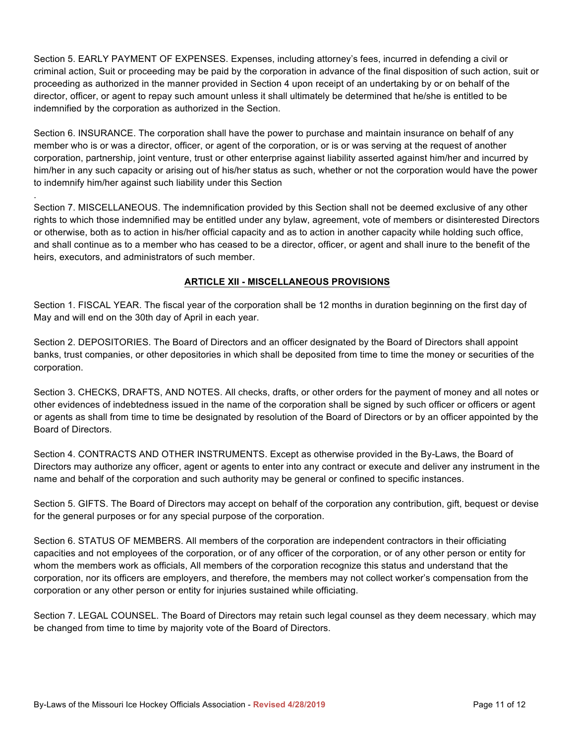Section 5. EARLY PAYMENT OF EXPENSES. Expenses, including attorney's fees, incurred in defending a civil or criminal action, Suit or proceeding may be paid by the corporation in advance of the final disposition of such action, suit or proceeding as authorized in the manner provided in Section 4 upon receipt of an undertaking by or on behalf of the director, officer, or agent to repay such amount unless it shall ultimately be determined that he/she is entitled to be indemnified by the corporation as authorized in the Section.

Section 6. INSURANCE. The corporation shall have the power to purchase and maintain insurance on behalf of any member who is or was a director, officer, or agent of the corporation, or is or was serving at the request of another corporation, partnership, joint venture, trust or other enterprise against liability asserted against him/her and incurred by him/her in any such capacity or arising out of his/her status as such, whether or not the corporation would have the power to indemnify him/her against such liability under this Section

.

Section 7. MISCELLANEOUS. The indemnification provided by this Section shall not be deemed exclusive of any other rights to which those indemnified may be entitled under any bylaw, agreement, vote of members or disinterested Directors or otherwise, both as to action in his/her official capacity and as to action in another capacity while holding such office, and shall continue as to a member who has ceased to be a director, officer, or agent and shall inure to the benefit of the heirs, executors, and administrators of such member.

## ARTICLE XII - MISCELLANEOUS PROVISIONS

Section 1. FISCAL YEAR. The fiscal year of the corporation shall be 12 months in duration beginning on the first day of May and will end on the 30th day of April in each year.

Section 2. DEPOSITORIES. The Board of Directors and an officer designated by the Board of Directors shall appoint banks, trust companies, or other depositories in which shall be deposited from time to time the money or securities of the corporation.

Section 3. CHECKS, DRAFTS, AND NOTES. All checks, drafts, or other orders for the payment of money and all notes or other evidences of indebtedness issued in the name of the corporation shall be signed by such officer or officers or agent or agents as shall from time to time be designated by resolution of the Board of Directors or by an officer appointed by the Board of Directors.

Section 4. CONTRACTS AND OTHER INSTRUMENTS. Except as otherwise provided in the By-Laws, the Board of Directors may authorize any officer, agent or agents to enter into any contract or execute and deliver any instrument in the name and behalf of the corporation and such authority may be general or confined to specific instances.

Section 5. GIFTS. The Board of Directors may accept on behalf of the corporation any contribution, gift, bequest or devise for the general purposes or for any special purpose of the corporation.

Section 6. STATUS OF MEMBERS. All members of the corporation are independent contractors in their officiating capacities and not employees of the corporation, or of any officer of the corporation, or of any other person or entity for whom the members work as officials, All members of the corporation recognize this status and understand that the corporation, nor its officers are employers, and therefore, the members may not collect worker's compensation from the corporation or any other person or entity for injuries sustained while officiating.

Section 7. LEGAL COUNSEL. The Board of Directors may retain such legal counsel as they deem necessary, which may be changed from time to time by majority vote of the Board of Directors.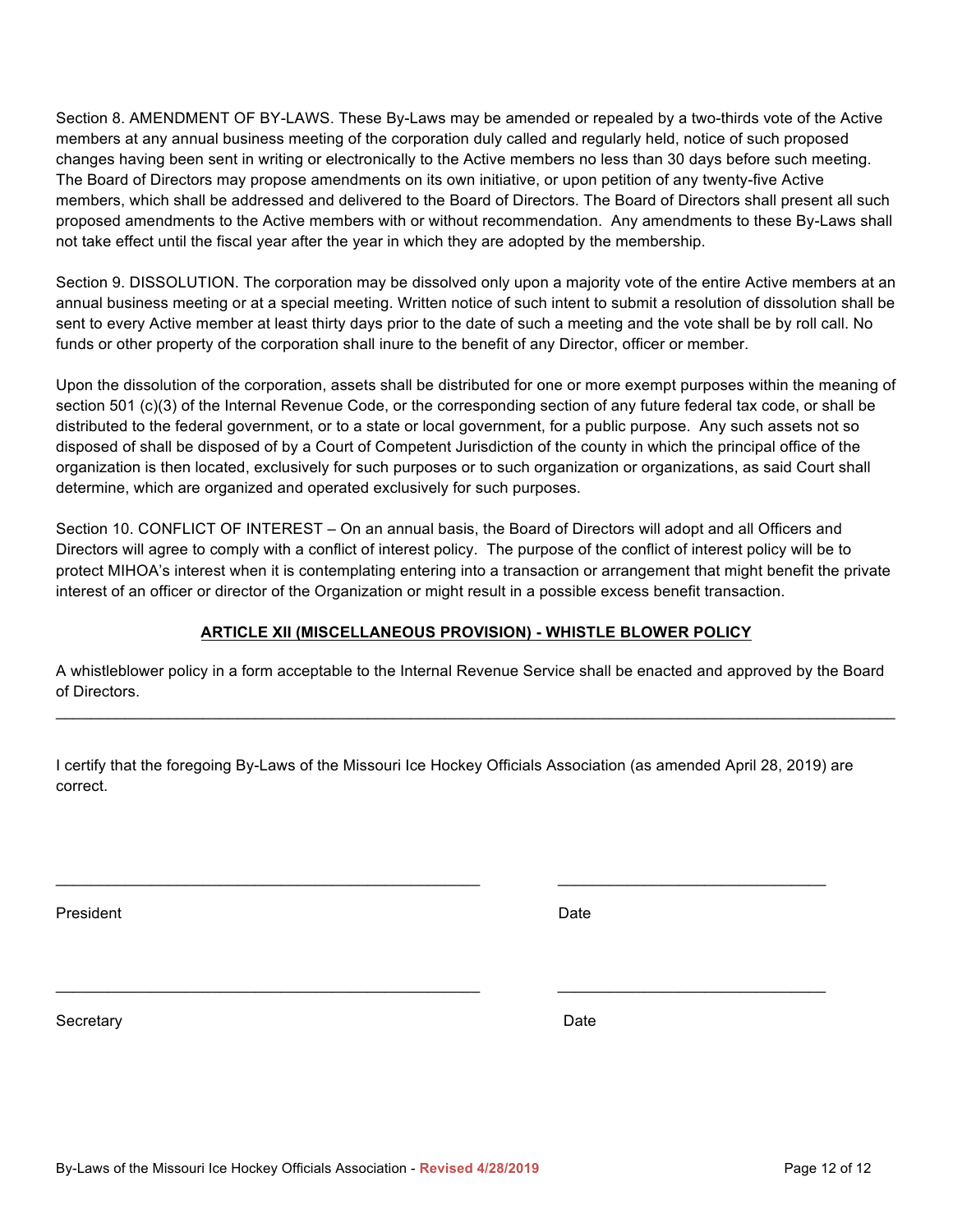Section 8. AMENDMENT OF BY-LAWS. These By-Laws may be amended or repealed by a two-thirds vote of the Active members at any annual business meeting of the corporation duly called and regularly held, notice of such proposed changes having been sent in writing or electronically to the Active members no less than 30 days before such meeting. The Board of Directors may propose amendments on its own initiative, or upon petition of any twenty-five Active members, which shall be addressed and delivered to the Board of Directors. The Board of Directors shall present all such proposed amendments to the Active members with or without recommendation. Any amendments to these By-Laws shall not take effect until the fiscal year after the year in which they are adopted by the membership.

Section 9. DISSOLUTION. The corporation may be dissolved only upon a majority vote of the entire Active members at an annual business meeting or at a special meeting. Written notice of such intent to submit a resolution of dissolution shall be sent to every Active member at least thirty days prior to the date of such a meeting and the vote shall be by roll call. No funds or other property of the corporation shall inure to the benefit of any Director, officer or member.

Upon the dissolution of the corporation, assets shall be distributed for one or more exempt purposes within the meaning of section 501 (c)(3) of the Internal Revenue Code, or the corresponding section of any future federal tax code, or shall be distributed to the federal government, or to a state or local government, for a public purpose. Any such assets not so disposed of shall be disposed of by a Court of Competent Jurisdiction of the county in which the principal office of the organization is then located, exclusively for such purposes or to such organization or organizations, as said Court shall determine, which are organized and operated exclusively for such purposes.

Section 10. CONFLICT OF INTEREST – On an annual basis, the Board of Directors will adopt and all Officers and Directors will agree to comply with a conflict of interest policy. The purpose of the conflict of interest policy will be to protect MIHOA's interest when it is contemplating entering into a transaction or arrangement that might benefit the private interest of an officer or director of the Organization or might result in a possible excess benefit transaction.

## ARTICLE XII (MISCELLANEOUS PROVISION) - WHISTLE BLOWER POLICY

A whistleblower policy in a form acceptable to the Internal Revenue Service shall be enacted and approved by the Board of Directors.

---

I certify that the foregoing By-Laws of the Missouri Ice Hockey Officials Association (as amended April 28, 2019) are correct.

______________________________ ______________________

President Date

______________________________ ______________________

Secretary Date